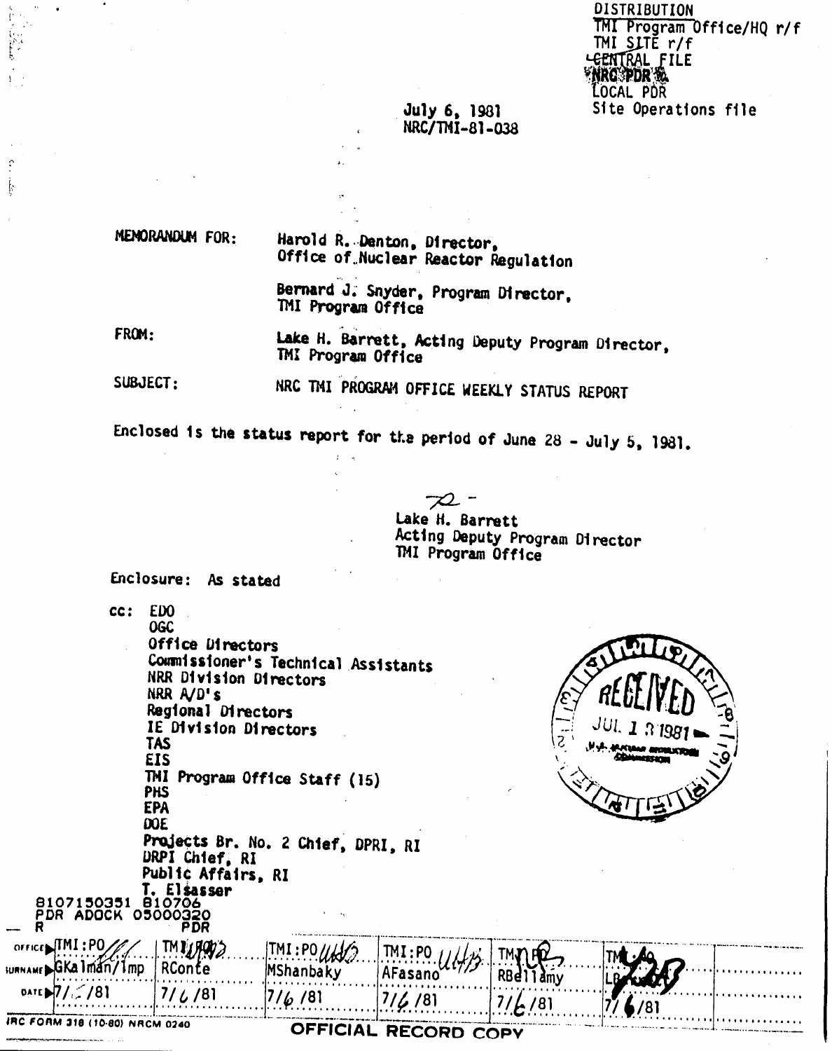DISTRIBUTION
TMI Program Office/HQ r/f
TMI SITE r/f
CENTRAL FILE
NRC PDR
LOCAL PDR
Site Operations file

July 6, 1981
NRC/TMI-81-038

MEMORANDUM FOR: Harold R. Denton, Director, Office of Nuclear Reactor Regulation

Bernard J. Snyder, Program Director, TMI Program Office

FROM: Lake H. Barrett, Acting Deputy Program Director, TMI Program Office

SUBJECT: NRC TMI PROGRAM OFFICE WEEKLY STATUS REPORT

Enclosed is the status report for the period of June 28 - July 5, 1981.

Lake H. Barrett
Acting Deputy Program Director
TMI Program Office

Enclosure: As stated

cc: EDO
OGC
Office Directors
Commissioner's Technical Assistants
NRR Division Directors
NRR A/D's
Regional Directors
IE Division Directors
TAS
EIS
TMI Program Office Staff (15)
PHS
EPA
DOE
Projects Br. No. 2 Chief, DPRI, RI
DRPI Chief, RI
Public Affairs, RI
T. Elsasser

RECEIVED JUL 13 1981 U.S. NUCLEAR REGULATORY COMMISSION

8107150351 810706
PDR ADOCK 05000320
R PDR

| OFFICE | TMI:PO | TMI:PO | TMI:PO | TMI:PO | TMI:PO | TMI:PO |
|---|---|---|---|---|---|---|
| SURNAME | GKalman/lmp | RConte | MShanbaky | AFasano | RBellamy | LBarrett |
| DATE | 7/ /81 | 7/6/81 | 7/6/81 | 7/6/81 | 7/6/81 | 7/6/81 |

NRC FORM 318 (10-80) NRCM 0240

OFFICIAL RECORD COPY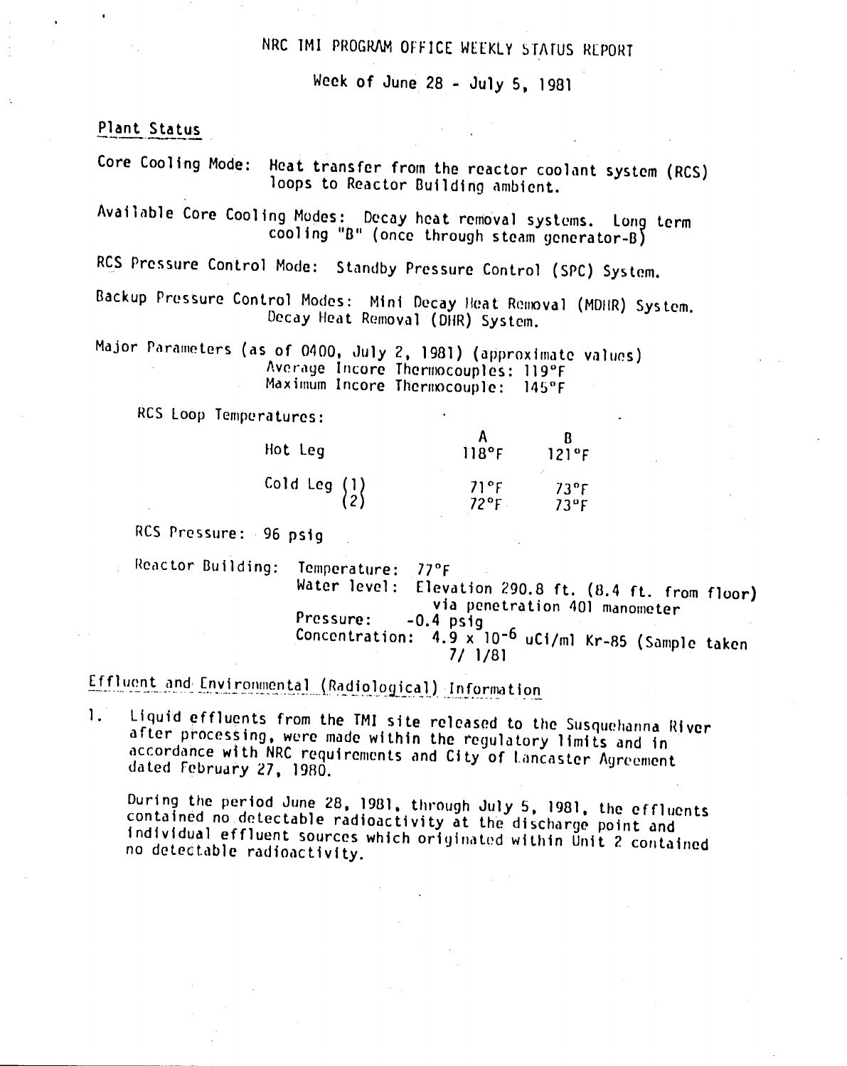# NRC TMI PROGRAM OFFICE WEEKLY STATUS REPORT

Week of June 28 - July 5, 1981

## Plant Status

Core Cooling Mode: Heat transfer from the reactor coolant system (RCS) loops to Reactor Building ambient.

Available Core Cooling Modes: Decay heat removal systems. Long term cooling "B" (once through steam generator-B)

RCS Pressure Control Mode: Standby Pressure Control (SPC) System.

Backup Pressure Control Modes: Mini Decay Heat Removal (MDHR) System. Decay Heat Removal (DHR) System.

Major Parameters (as of 0400, July 2, 1981) (approximate values)
Average Incore Thermocouples: 119°F
Maximum Incore Thermocouple: 145°F

RCS Loop Temperatures:

| | | A | B |
|---|---|---|---|
| Hot Leg | | 118°F | 121°F |
| Cold Leg | (1) | 71°F | 73°F |
| | (2) | 72°F | 73°F |

RCS Pressure: 96 psig

Reactor Building:
Temperature: 77°F
Water level: Elevation 290.8 ft. (8.4 ft. from floor) via penetration 401 manometer
Pressure: -0.4 psig
Concentration: $4.9 \times 10^{-6}$ uCi/ml Kr-85 (Sample taken 7/1/81

## Effluent and Environmental (Radiological) Information

1. Liquid effluents from the TMI site released to the Susquehanna River after processing, were made within the regulatory limits and in accordance with NRC requirements and City of Lancaster Agreement dated February 27, 1980.

   During the period June 28, 1981, through July 5, 1981, the effluents contained no detectable radioactivity at the discharge point and individual effluent sources which originated within Unit 2 contained no detectable radioactivity.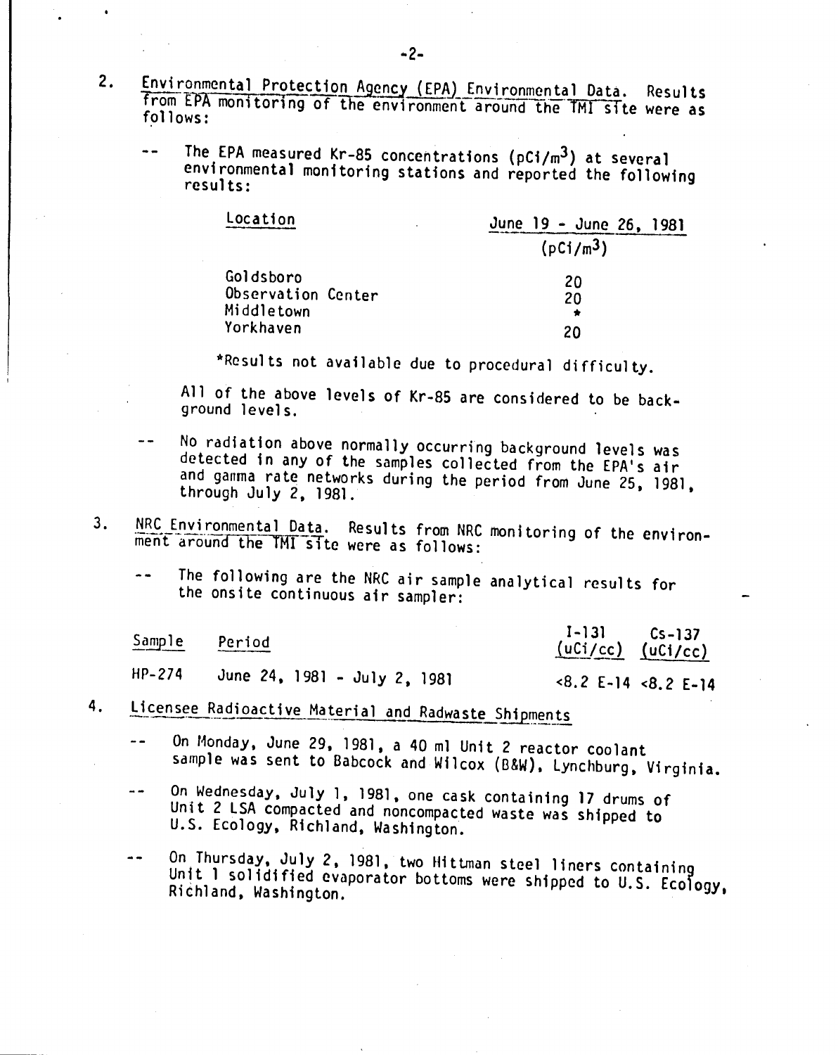2. Environmental Protection Agency (EPA) Environmental Data. Results from EPA monitoring of the environment around the TMI site were as follows:

   -- The EPA measured Kr-85 concentrations ($pCi/m^3$) at several environmental monitoring stations and reported the following results:

   | Location | June 19 - June 26, 1981 ($pCi/m^3$) |
   |---|---|
   | Goldsboro | 20 |
   | Observation Center | 20 |
   | Middletown | * |
   | Yorkhaven | 20 |

   *Results not available due to procedural difficulty.

   All of the above levels of Kr-85 are considered to be background levels.

   -- No radiation above normally occurring background levels was detected in any of the samples collected from the EPA's air and gamma rate networks during the period from June 25, 1981, through July 2, 1981.

3. NRC Environmental Data. Results from NRC monitoring of the environment around the TMI site were as follows:

   -- The following are the NRC air sample analytical results for the onsite continuous air sampler:

   | Sample | Period | I-131 (uCi/cc) | Cs-137 (uCi/cc) |
   |---|---|---|---|
   | HP-274 | June 24, 1981 - July 2, 1981 | <8.2 E-14 | <8.2 E-14 |

4. Licensee Radioactive Material and Radwaste Shipments

   -- On Monday, June 29, 1981, a 40 ml Unit 2 reactor coolant sample was sent to Babcock and Wilcox (B&W), Lynchburg, Virginia.

   -- On Wednesday, July 1, 1981, one cask containing 17 drums of Unit 2 LSA compacted and noncompacted waste was shipped to U.S. Ecology, Richland, Washington.

   -- On Thursday, July 2, 1981, two Hittman steel liners containing Unit 1 solidified evaporator bottoms were shipped to U.S. Ecology, Richland, Washington.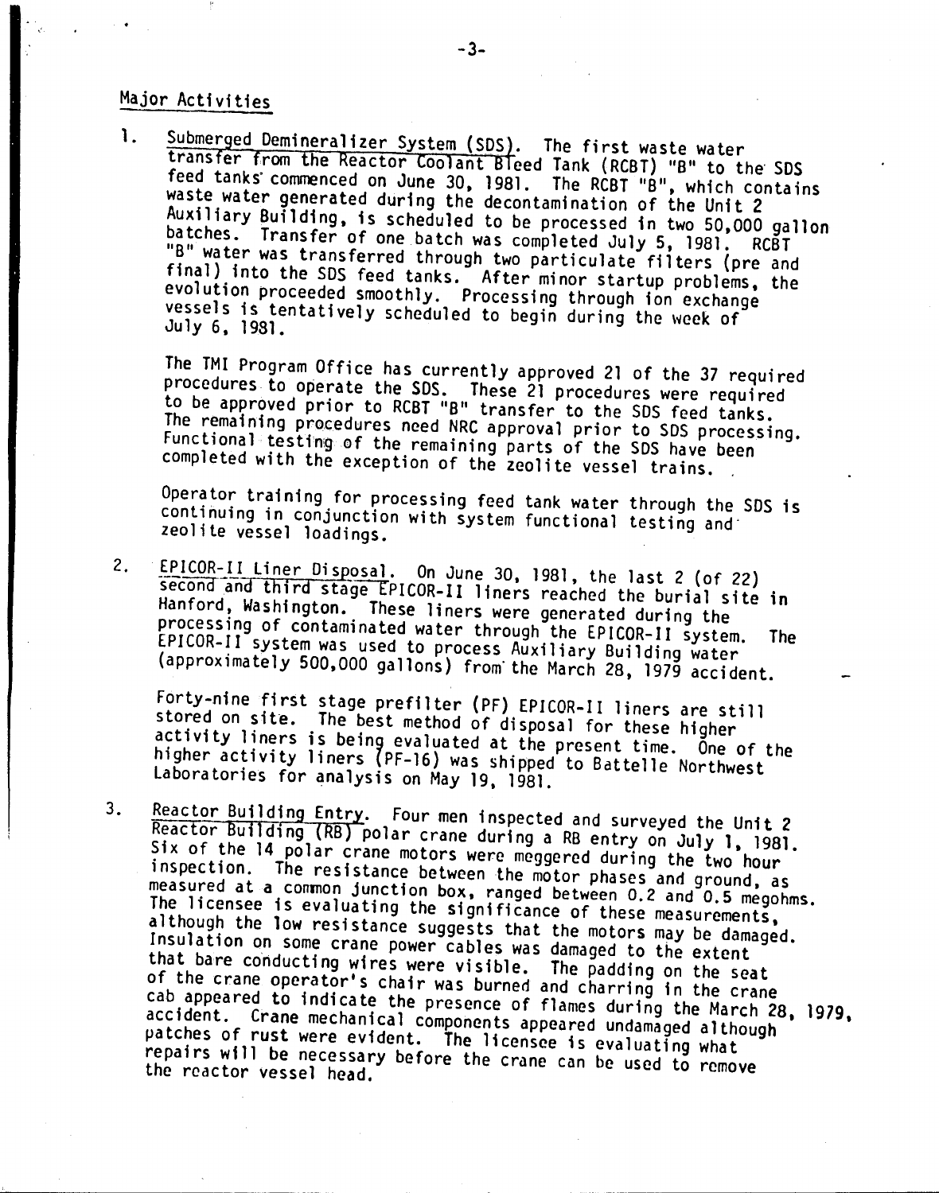## Major Activities

1. Submerged Demineralizer System (SDS). The first waste water transfer from the Reactor Coolant Bleed Tank (RCBT) "B" to the SDS feed tanks commenced on June 30, 1981. The RCBT "B", which contains waste water generated during the decontamination of the Unit 2 Auxiliary Building, is scheduled to be processed in two 50,000 gallon batches. Transfer of one batch was completed July 5, 1981. RCBT "B" water was transferred through two particulate filters (pre and final) into the SDS feed tanks. After minor startup problems, the evolution proceeded smoothly. Processing through ion exchange vessels is tentatively scheduled to begin during the week of July 6, 1981.

   The TMI Program Office has currently approved 21 of the 37 required procedures to operate the SDS. These 21 procedures were required to be approved prior to RCBT "B" transfer to the SDS feed tanks. The remaining procedures need NRC approval prior to SDS processing. Functional testing of the remaining parts of the SDS have been completed with the exception of the zeolite vessel trains.

   Operator training for processing feed tank water through the SDS is continuing in conjunction with system functional testing and zeolite vessel loadings.

2. EPICOR-II Liner Disposal. On June 30, 1981, the last 2 (of 22) second and third stage EPICOR-II liners reached the burial site in Hanford, Washington. These liners were generated during the processing of contaminated water through the EPICOR-II system. The EPICOR-II system was used to process Auxiliary Building water (approximately 500,000 gallons) from the March 28, 1979 accident.

   Forty-nine first stage prefilter (PF) EPICOR-II liners are still stored on site. The best method of disposal for these higher activity liners is being evaluated at the present time. One of the higher activity liners (PF-16) was shipped to Battelle Northwest Laboratories for analysis on May 19, 1981.

3. Reactor Building Entry. Four men inspected and surveyed the Unit 2 Reactor Building (RB) polar crane during a RB entry on July 1, 1981. Six of the 14 polar crane motors were meggered during the two hour inspection. The resistance between the motor phases and ground, as measured at a common junction box, ranged between 0.2 and 0.5 megohms. The licensee is evaluating the significance of these measurements, although the low resistance suggests that the motors may be damaged. Insulation on some crane power cables was damaged to the extent that bare conducting wires were visible. The padding on the seat of the crane operator's chair was burned and charring in the crane cab appeared to indicate the presence of flames during the March 28, 1979, accident. Crane mechanical components appeared undamaged although patches of rust were evident. The licensee is evaluating what repairs will be necessary before the crane can be used to remove the reactor vessel head.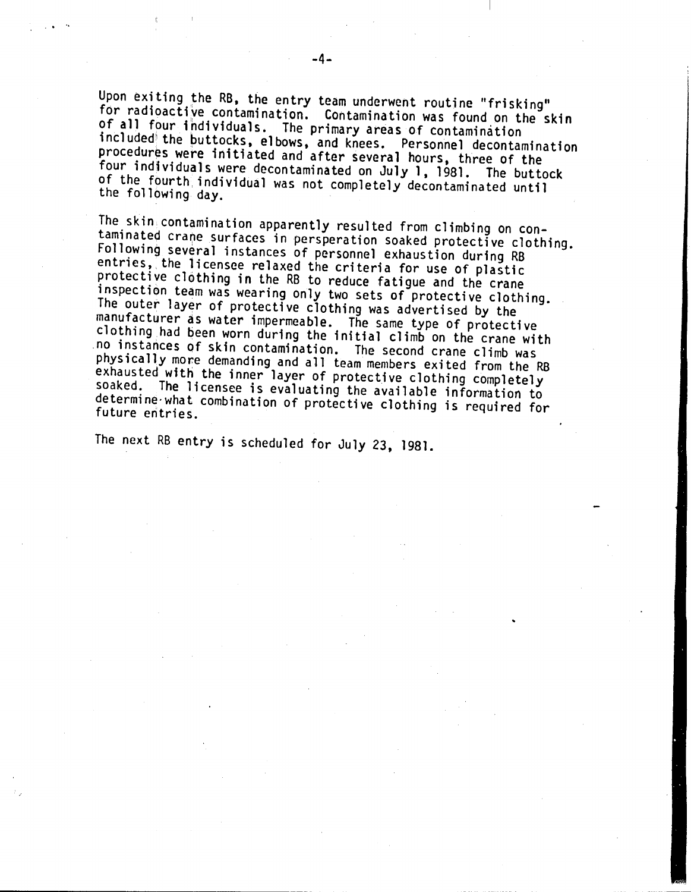Upon exiting the RB, the entry team underwent routine "frisking" for radioactive contamination. Contamination was found on the skin of all four individuals. The primary areas of contamination included the buttocks, elbows, and knees. Personnel decontamination procedures were initiated and after several hours, three of the four individuals were decontaminated on July 1, 1981. The buttock of the fourth individual was not completely decontaminated until the following day.

The skin contamination apparently resulted from climbing on contaminated crane surfaces in persperation soaked protective clothing. Following several instances of personnel exhaustion during RB entries, the licensee relaxed the criteria for use of plastic protective clothing in the RB to reduce fatigue and the crane inspection team was wearing only two sets of protective clothing. The outer layer of protective clothing was advertised by the manufacturer as water impermeable. The same type of protective clothing had been worn during the initial climb on the crane with no instances of skin contamination. The second crane climb was physically more demanding and all team members exited from the RB exhausted with the inner layer of protective clothing completely soaked. The licensee is evaluating the available information to determine what combination of protective clothing is required for future entries.

The next RB entry is scheduled for July 23, 1981.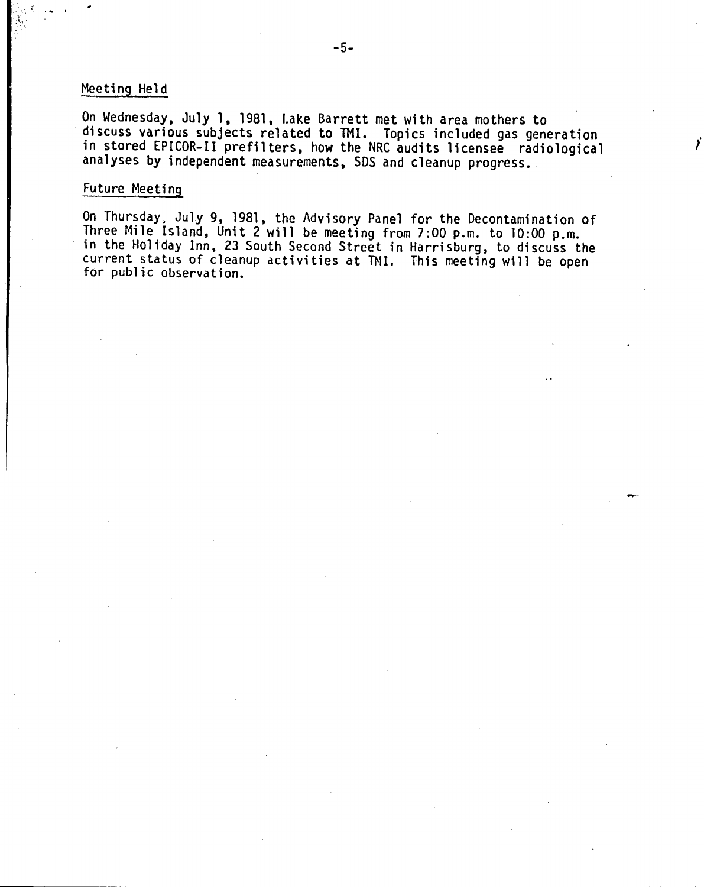## Meeting Held

On Wednesday, July 1, 1981, Lake Barrett met with area mothers to discuss various subjects related to TMI. Topics included gas generation in stored EPICOR-II prefilters, how the NRC audits licensee radiological analyses by independent measurements, SDS and cleanup progress.

## Future Meeting

On Thursday, July 9, 1981, the Advisory Panel for the Decontamination of Three Mile Island, Unit 2 will be meeting from 7:00 p.m. to 10:00 p.m. in the Holiday Inn, 23 South Second Street in Harrisburg, to discuss the current status of cleanup activities at TMI. This meeting will be open for public observation.